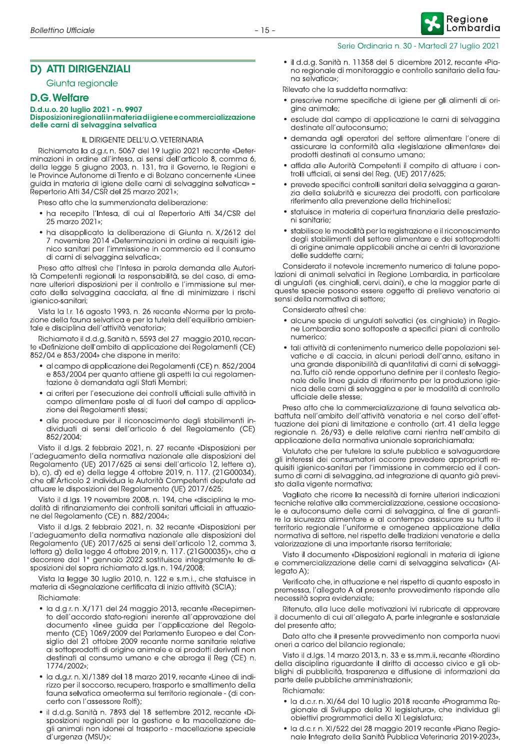## D) ATTI DIRIGENZIALI

### Giunta regionale

## D.G. Welfare

**D.d.u.o. 20 luglio 2021 - n. 9907**
**Disposizioni regionali in materia di igiene e commercializzazione delle carni di selvaggina selvatica**

IL DIRIGENTE DELL'U.O. VETERINARIA

Richiamata la d.g.r. n. 5067 del 19 luglio 2021 recante «Determinazioni in ordine all'intesa, ai sensi dell'articolo 8, comma 6, della legge 5 giugno 2003, n. 131, tra il Governo, le Regioni e le Province Autonome di Trento e di Bolzano concernente «Linee guida in materia di igiene delle carni di selvaggina selvatica» - Repertorio Atti 34/CSR del 25 marzo 2021»;

Preso atto che la summenzionata deliberazione:

- ha recepito l'Intesa, di cui al Repertorio Atti 34/CSR del 25 marzo 2021»;
- ha disapplicato la deliberazione di Giunta n. X/2612 del 7 novembre 2014 «Determinazioni in ordine ai requisiti igienico sanitari per l'immissione in commercio ed il consumo di carni di selvaggina selvatica»;

Preso atto altresì che l'Intesa in parola demanda alle Autorità Competenti regionali la responsabilità, se del caso, di emanare ulteriori disposizioni per il controllo e l'immissione sul mercato della selvaggina cacciata, al fine di minimizzare i rischi igienico-sanitari;

Vista la l.r. 16 agosto 1993, n. 26 recante «Norme per la protezione della fauna selvatica e per la tutela dell'equilibrio ambientale e disciplina dell'attività venatoria»;

Richiamato il d.d.g. Sanità n. 5593 del 27 maggio 2010, recante «Definizione dell'ambito di applicazione dei Regolamenti (CE) 852/04 e 853/2004» che dispone in merito:

- al campo di applicazione dei Regolamenti (CE) n. 852/2004 e 853/2004 per quanto attiene gli aspetti la cui regolamentazione è demandata agli Stati Membri;
- ai criteri per l'esecuzione dei controlli ufficiali sulle attività in campo alimentare poste al di fuori del campo di applicazione dei Regolamenti stessi;
- alle procedure per il riconoscimento degli stabilimenti individuati ai sensi dell'articolo 6 del Regolamento (CE) 852/2004;

Visto il d.lgs. 2 febbraio 2021, n. 27 recante «Disposizioni per l'adeguamento della normativa nazionale alle disposizioni del Regolamento (UE) 2017/625 ai sensi dell'articolo 12, lettere a), b), c), d) ed e) della legge 4 ottobre 2019, n. 117. (21G00034), che all'Articolo 2 individua le Autorità Competenti deputate ad attuare le disposizioni del Regolamento (UE) 2017/625;

Visto il d.lgs. 19 novembre 2008, n. 194, che «disciplina le modalità di rifinanziamento dei controlli sanitari ufficiali in attuazione del Regolamento (CE) n. 882/2004»;

Visto il d.lgs. 2 febbraio 2021, n. 32 recante «Disposizioni per l'adeguamento della normativa nazionale alle disposizioni del Regolamento (UE) 2017/625 ai sensi dell'articolo 12, comma 3, lettera g) della legge 4 ottobre 2019, n. 117. (21G00035)», che a decorrere dal 1° gennaio 2022 sostituisce integralmente le disposizioni del sopra richiamato d.lgs. n. 194/2008;

Vista la legge 30 luglio 2010, n. 122 e s.m.i., che statuisce in materia di «Segnalazione certificata di inizio attività (SCIA);

Richiamate:

- la d.g.r. n. X/171 del 24 maggio 2013, recante «Recepimento dell'accordo stato-regioni inerente all'approvazione del documento «linee guida per l'applicazione del Regolamento (CE) 1069/2009 del Parlamento Europeo e del Consiglio del 21 ottobre 2009 recante norme sanitarie relative ai sottoprodotti di origine animale e ai prodotti derivati non destinati al consumo umano e che abroga il Reg (CE) n. 1774/2002»;
- la d.g.r. n. XI/1389 del 18 marzo 2019, recante «Linee di indirizzo per il soccorso, recupero, trasporto e smaltimento della fauna selvatica omeoterma sul territorio regionale - (di concerto con l'assessore Rolfi);
- il d.d.g. Sanità n. 7893 del 18 settembre 2012, recante «Disposizioni regionali per la gestione e la macellazione degli animali non idonei al trasporto - macellazione speciale d'urgenza (MSU)»;
- il d.d.g. Sanità n. 11358 del 5 dicembre 2012, recante «Piano regionale di monitoraggio e controllo sanitario della fauna selvatica»;

Rilevato che la suddetta normativa:

- prescrive norme specifiche di igiene per gli alimenti di origine animale;
- esclude dal campo di applicazione le carni di selvaggina destinate all'autoconsumo;
- demanda agli operatori del settore alimentare l'onere di assicurare la conformità alla «legislazione alimentare» dei prodotti destinati al consumo umano;
- affida alle Autorità Competenti il compito di attuare i controlli ufficiali, ai sensi del Reg. (UE) 2017/625;
- prevede specifici controlli sanitari della selvaggina a garanzia della salubrità e sicurezza dei prodotti, con particolare riferimento alla prevenzione della trichinellosi;
- statuisce in materia di copertura finanziaria delle prestazioni sanitarie;
- stabilisce le modalità per la registrazione e il riconoscimento degli stabilimenti del settore alimentare e dei sottoprodotti di origine animale applicabili anche ai centri di lavorazione delle suddette carni;

Considerato il notevole incremento numerico di talune popolazioni di animali selvatici in Regione Lombardia, in particolare di ungulati (es. cinghiali, cervi, daini), e che la maggior parte di queste specie possono essere oggetto di prelievo venatorio ai sensi della normativa di settore;

Considerato altresì che:

- alcune specie di ungulati selvatici (es. cinghiale) in Regione Lombardia sono sottoposte a specifici piani di controllo numerico;
- tali attività di contenimento numerico delle popolazioni selvatiche e di caccia, in alcuni periodi dell'anno, esitano in una grande disponibilità di quantitativi di carni di selvaggina. Tutto ciò rende opportuno definire per il contesto Regionale delle linee guida di riferimento per la produzione igienica delle carni di selvaggina e per le modalità di controllo ufficiale delle stesse;

Preso atto che la commercializzazione di fauna selvatica abbattuta nell'ambito dell'attività venatoria e nel corso dell'effettuazione dei piani di limitazione e controllo (art. 41 della legge regionale n. 26/93) e delle relative carni rientra nell'ambito di applicazione della normativa unionale soprarichiamata;

Valutato che per tutelare la salute pubblica e salvaguardare gli interessi dei consumatori occorre prevedere appropriati requisiti igienico-sanitari per l'immissione in commercio ed il consumo di carni di selvaggina, ad integrazione di quanto già previsto dalla vigente normativa;

Vagliato che ricorre la necessità di fornire ulteriori indicazioni tecniche relative alla commercializzazione, cessione occasionale e autoconsumo delle carni di selvaggina, al fine di garantire la sicurezza alimentare e al contempo assicurare su tutto il territorio regionale l'uniforme e omogenea applicazione della normativa di settore, nel rispetto delle tradizioni venatorie e della valorizzazione di una importante risorsa territoriale;

Visto il documento «Disposizioni regionali in materia di igiene e commercializzazione delle carni di selvaggina selvatica» (Allegato A);

Verificato che, in attuazione e nel rispetto di quanto esposto in premessa, l'allegato A al presente provvedimento risponde alle necessità sopra evidenziate;

Ritenuto, alla luce delle motivazioni ivi rubricate di approvare il documento di cui all'allegato A, parte integrante e sostanziale del presente atto;

Dato atto che il presente provvedimento non comporta nuovi oneri a carico del bilancio regionale;

Visto il d.lgs. 14 marzo 2013, n. 33 e ss.mm.ii. recante «Riordino della disciplina riguardante il diritto di accesso civico e gli obblighi di pubblicità, trasparenza e diffusione di informazioni da parte delle pubbliche amministrazioni»;

Richiamate:

- la d.c.r. n. XI/64 del 10 luglio 2018 recante «Programma Regionale di Sviluppo della XI legislatura», che individua gli obiettivi programmatici della XI Legislatura;
- la d.c.r. n. XI/522 del 28 maggio 2019 recante «Piano Regionale Integrato della Sanità Pubblica Veterinaria 2019-2023»,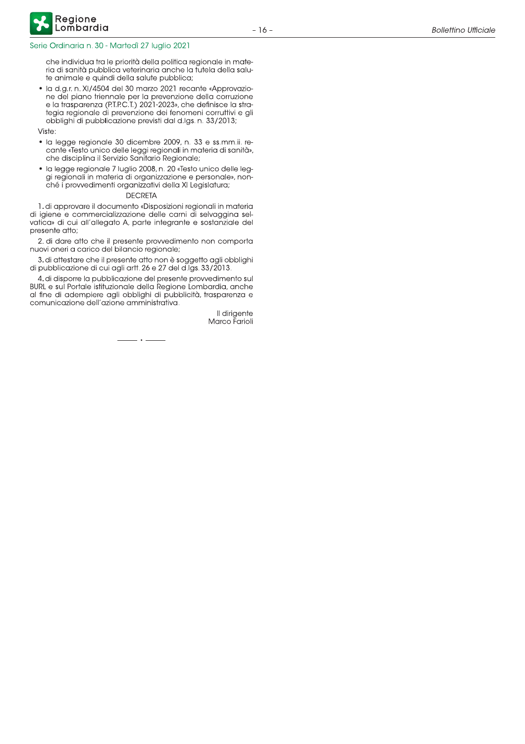che individua tra le priorità della politica regionale in materia di sanità pubblica veterinaria anche la tutela della salute animale e quindi della salute pubblica;

- la d.g.r. n. XI/4504 del 30 marzo 2021 recante «Approvazione del piano triennale per la prevenzione della corruzione e la trasparenza (P.T.P.C.T.) 2021-2023», che definisce la strategia regionale di prevenzione dei fenomeni corruttivi e gli obblighi di pubblicazione previsti dal d.lgs. n. 33/2013;

Viste:

- la legge regionale 30 dicembre 2009, n. 33 e ss.mm.ii. recante «Testo unico delle leggi regionali in materia di sanità», che disciplina il Servizio Sanitario Regionale;
- la legge regionale 7 luglio 2008, n. 20 «Testo unico delle leggi regionali in materia di organizzazione e personale», nonché i provvedimenti organizzativi della XI Legislatura;

DECRETA

1. di approvare il documento «Disposizioni regionali in materia di igiene e commercializzazione delle carni di selvaggina selvatica» di cui all'allegato A, parte integrante e sostanziale del presente atto;

2. di dare atto che il presente provvedimento non comporta nuovi oneri a carico del bilancio regionale;

3. di attestare che il presente atto non è soggetto agli obblighi di pubblicazione di cui agli artt. 26 e 27 del d.lgs. 33/2013.

4. di disporre la pubblicazione del presente provvedimento sul BURL e sul Portale istituzionale della Regione Lombardia, anche al fine di adempiere agli obblighi di pubblicità, trasparenza e comunicazione dell'azione amministrativa.

Il dirigente
Marco Farioli

——— • ———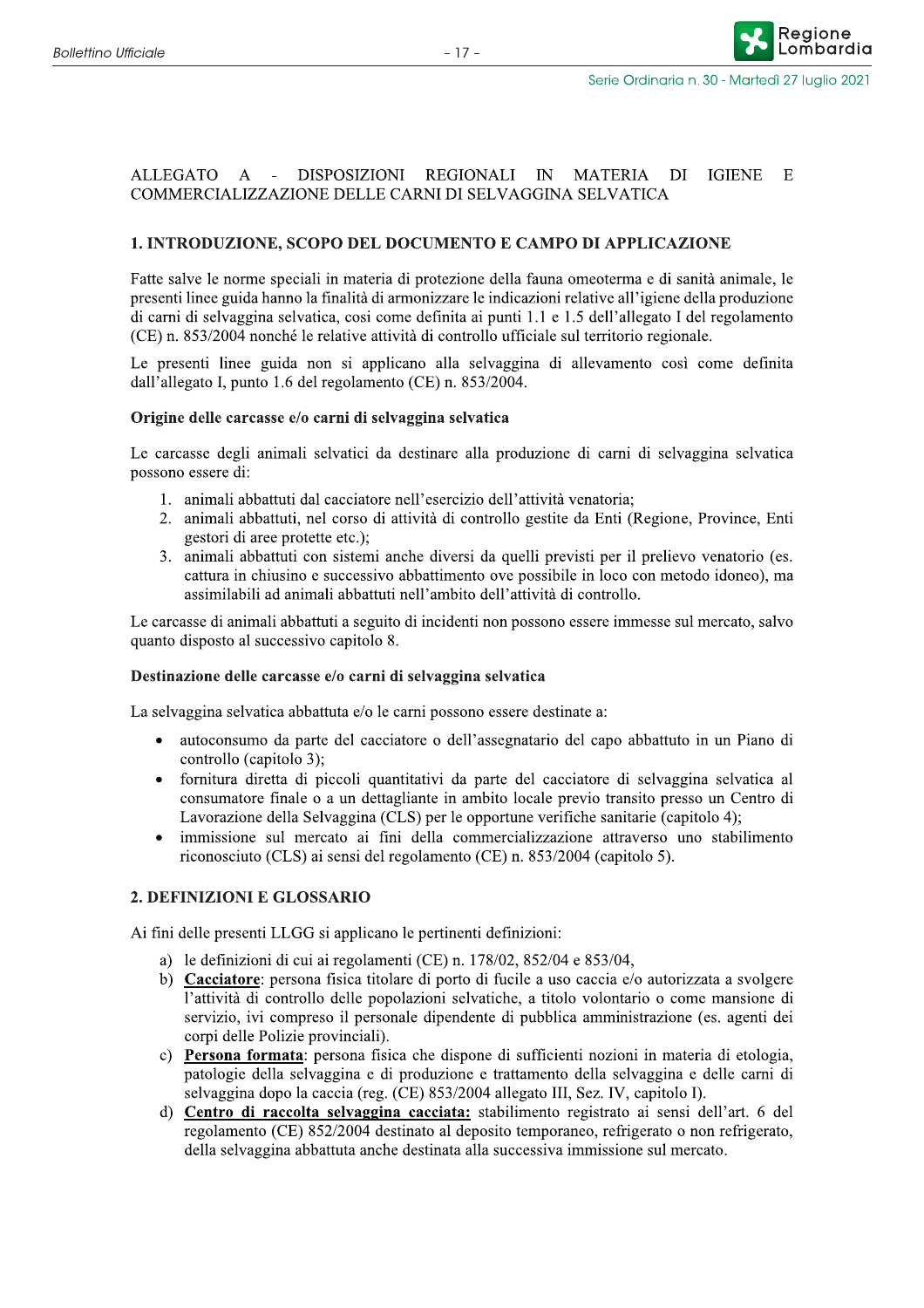ALLEGATO A - DISPOSIZIONI REGIONALI IN MATERIA DI IGIENE E COMMERCIALIZZAZIONE DELLE CARNI DI SELVAGGINA SELVATICA

## 1. INTRODUZIONE, SCOPO DEL DOCUMENTO E CAMPO DI APPLICAZIONE

Fatte salve le norme speciali in materia di protezione della fauna omeoterma e di sanità animale, le presenti linee guida hanno la finalità di armonizzare le indicazioni relative all'igiene della produzione di carni di selvaggina selvatica, così come definita ai punti 1.1 e 1.5 dell'allegato I del regolamento (CE) n. 853/2004 nonché le relative attività di controllo ufficiale sul territorio regionale.

Le presenti linee guida non si applicano alla selvaggina di allevamento così come definita dall'allegato I, punto 1.6 del regolamento (CE) n. 853/2004.

### Origine delle carcasse e/o carni di selvaggina selvatica

Le carcasse degli animali selvatici da destinare alla produzione di carni di selvaggina selvatica possono essere di:

1. animali abbattuti dal cacciatore nell'esercizio dell'attività venatoria;
2. animali abbattuti, nel corso di attività di controllo gestite da Enti (Regione, Province, Enti gestori di aree protette etc.);
3. animali abbattuti con sistemi anche diversi da quelli previsti per il prelievo venatorio (es. cattura in chiusino e successivo abbattimento ove possibile in loco con metodo idoneo), ma assimilabili ad animali abbattuti nell'ambito dell'attività di controllo.

Le carcasse di animali abbattuti a seguito di incidenti non possono essere immesse sul mercato, salvo quanto disposto al successivo capitolo 8.

### Destinazione delle carcasse e/o carni di selvaggina selvatica

La selvaggina selvatica abbattuta e/o le carni possono essere destinate a:

- autoconsumo da parte del cacciatore o dell'assegnatario del capo abbattuto in un Piano di controllo (capitolo 3);
- fornitura diretta di piccoli quantitativi da parte del cacciatore di selvaggina selvatica al consumatore finale o a un dettagliante in ambito locale previo transito presso un Centro di Lavorazione della Selvaggina (CLS) per le opportune verifiche sanitarie (capitolo 4);
- immissione sul mercato ai fini della commercializzazione attraverso uno stabilimento riconosciuto (CLS) ai sensi del regolamento (CE) n. 853/2004 (capitolo 5).

## 2. DEFINIZIONI E GLOSSARIO

Ai fini delle presenti LLGG si applicano le pertinenti definizioni:

a) le definizioni di cui ai regolamenti (CE) n. 178/02, 852/04 e 853/04,
b) <u>**Cacciatore**</u>: persona fisica titolare di porto di fucile a uso caccia e/o autorizzata a svolgere l'attività di controllo delle popolazioni selvatiche, a titolo volontario o come mansione di servizio, ivi compreso il personale dipendente di pubblica amministrazione (es. agenti dei corpi delle Polizie provinciali).
c) <u>**Persona formata**</u>: persona fisica che dispone di sufficienti nozioni in materia di etologia, patologie della selvaggina e di produzione e trattamento della selvaggina e delle carni di selvaggina dopo la caccia (reg. (CE) 853/2004 allegato III, Sez. IV, capitolo I).
d) <u>**Centro di raccolta selvaggina cacciata:**</u> stabilimento registrato ai sensi dell'art. 6 del regolamento (CE) 852/2004 destinato al deposito temporaneo, refrigerato o non refrigerato, della selvaggina abbattuta anche destinata alla successiva immissione sul mercato.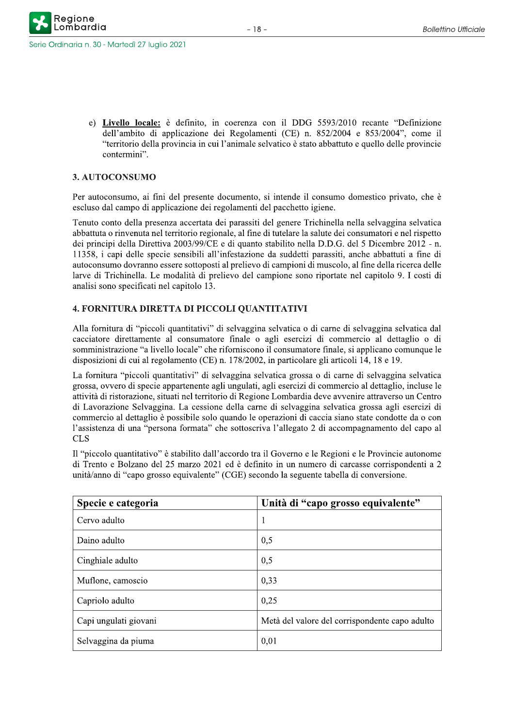e) **Livello locale:** è definito, in coerenza con il DDG 5593/2010 recante "Definizione dell'ambito di applicazione dei Regolamenti (CE) n. 852/2004 e 853/2004", come il "territorio della provincia in cui l'animale selvatico è stato abbattuto e quello delle provincie contermini".

## 3. AUTOCONSUMO

Per autoconsumo, ai fini del presente documento, si intende il consumo domestico privato, che è escluso dal campo di applicazione dei regolamenti del pacchetto igiene.

Tenuto conto della presenza accertata dei parassiti del genere Trichinella nella selvaggina selvatica abbattuta o rinvenuta nel territorio regionale, al fine di tutelare la salute dei consumatori e nel rispetto dei principi della Direttiva 2003/99/CE e di quanto stabilito nella D.D.G. del 5 Dicembre 2012 - n. 11358, i capi delle specie sensibili all'infestazione da suddetti parassiti, anche abbattuti a fine di autoconsumo dovranno essere sottoposti al prelievo di campioni di muscolo, al fine della ricerca delle larve di Trichinella. Le modalità di prelievo del campione sono riportate nel capitolo 9. I costi di analisi sono specificati nel capitolo 13.

## 4. FORNITURA DIRETTA DI PICCOLI QUANTITATIVI

Alla fornitura di "piccoli quantitativi" di selvaggina selvatica o di carne di selvaggina selvatica dal cacciatore direttamente al consumatore finale o agli esercizi di commercio al dettaglio o di somministrazione "a livello locale" che riforniscono il consumatore finale, si applicano comunque le disposizioni di cui al regolamento (CE) n. 178/2002, in particolare gli articoli 14, 18 e 19.

La fornitura "piccoli quantitativi" di selvaggina selvatica grossa o di carne di selvaggina selvatica grossa, ovvero di specie appartenente agli ungulati, agli esercizi di commercio al dettaglio, incluse le attività di ristorazione, situati nel territorio di Regione Lombardia deve avvenire attraverso un Centro di Lavorazione Selvaggina. La cessione della carne di selvaggina selvatica grossa agli esercizi di commercio al dettaglio è possibile solo quando le operazioni di caccia siano state condotte da o con l'assistenza di una "persona formata" che sottoscriva l'allegato 2 di accompagnamento del capo al CLS

Il "piccolo quantitativo" è stabilito dall'accordo tra il Governo e le Regioni e le Provincie autonome di Trento e Bolzano del 25 marzo 2021 ed è definito in un numero di carcasse corrispondenti a 2 unità/anno di "capo grosso equivalente" (CGE) secondo la seguente tabella di conversione.

| Specie e categoria | Unità di "capo grosso equivalente" |
| --- | --- |
| Cervo adulto | 1 |
| Daino adulto | 0,5 |
| Cinghiale adulto | 0,5 |
| Muflone, camoscio | 0,33 |
| Capriolo adulto | 0,25 |
| Capi ungulati giovani | Metà del valore del corrispondente capo adulto |
| Selvaggina da piuma | 0,01 |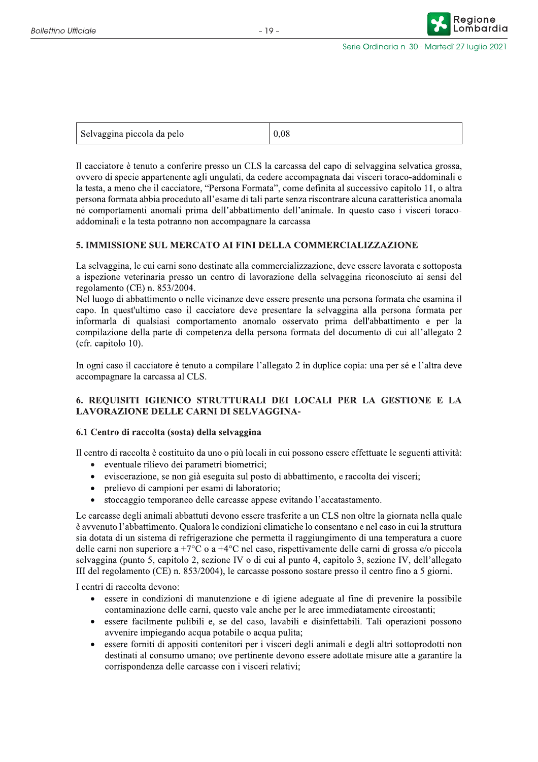| Selvaggina piccola da pelo | 0,08 |
|---|---|

Il cacciatore è tenuto a conferire presso un CLS la carcassa del capo di selvaggina selvatica grossa, ovvero di specie appartenente agli ungulati, da cedere accompagnata dai visceri toraco-addominali e la testa, a meno che il cacciatore, "Persona Formata", come definita al successivo capitolo 11, o altra persona formata abbia proceduto all'esame di tali parte senza riscontrare alcuna caratteristica anomala né comportamenti anomali prima dell'abbattimento dell'animale. In questo caso i visceri toraco-addominali e la testa potranno non accompagnare la carcassa

## 5. IMMISSIONE SUL MERCATO AI FINI DELLA COMMERCIALIZZAZIONE

La selvaggina, le cui carni sono destinate alla commercializzazione, deve essere lavorata e sottoposta a ispezione veterinaria presso un centro di lavorazione della selvaggina riconosciuto ai sensi del regolamento (CE) n. 853/2004.
Nel luogo di abbattimento o nelle vicinanze deve essere presente una persona formata che esamina il capo. In quest'ultimo caso il cacciatore deve presentare la selvaggina alla persona formata per informarla di qualsiasi comportamento anomalo osservato prima dell'abbattimento e per la compilazione della parte di competenza della persona formata del documento di cui all'allegato 2 (cfr. capitolo 10).

In ogni caso il cacciatore è tenuto a compilare l'allegato 2 in duplice copia: una per sé e l'altra deve accompagnare la carcassa al CLS.

## 6. REQUISITI IGIENICO STRUTTURALI DEI LOCALI PER LA GESTIONE E LA LAVORAZIONE DELLE CARNI DI SELVAGGINA-

### 6.1 Centro di raccolta (sosta) della selvaggina

Il centro di raccolta è costituito da uno o più locali in cui possono essere effettuate le seguenti attività:

- eventuale rilievo dei parametri biometrici;
- eviscerazione, se non già eseguita sul posto di abbattimento, e raccolta dei visceri;
- prelievo di campioni per esami di laboratorio;
- stoccaggio temporaneo delle carcasse appese evitando l'accatastamento.

Le carcasse degli animali abbattuti devono essere trasferite a un CLS non oltre la giornata nella quale è avvenuto l'abbattimento. Qualora le condizioni climatiche lo consentano e nel caso in cui la struttura sia dotata di un sistema di refrigerazione che permetta il raggiungimento di una temperatura a cuore delle carni non superiore a +7°C o a +4°C nel caso, rispettivamente delle carni di grossa e/o piccola selvaggina (punto 5, capitolo 2, sezione IV o di cui al punto 4, capitolo 3, sezione IV, dell'allegato III del regolamento (CE) n. 853/2004), le carcasse possono sostare presso il centro fino a 5 giorni.

I centri di raccolta devono:

- essere in condizioni di manutenzione e di igiene adeguate al fine di prevenire la possibile contaminazione delle carni, questo vale anche per le aree immediatamente circostanti;
- essere facilmente pulibili e, se del caso, lavabili e disinfettabili. Tali operazioni possono avvenire impiegando acqua potabile o acqua pulita;
- essere forniti di appositi contenitori per i visceri degli animali e degli altri sottoprodotti non destinati al consumo umano; ove pertinente devono essere adottate misure atte a garantire la corrispondenza delle carcasse con i visceri relativi;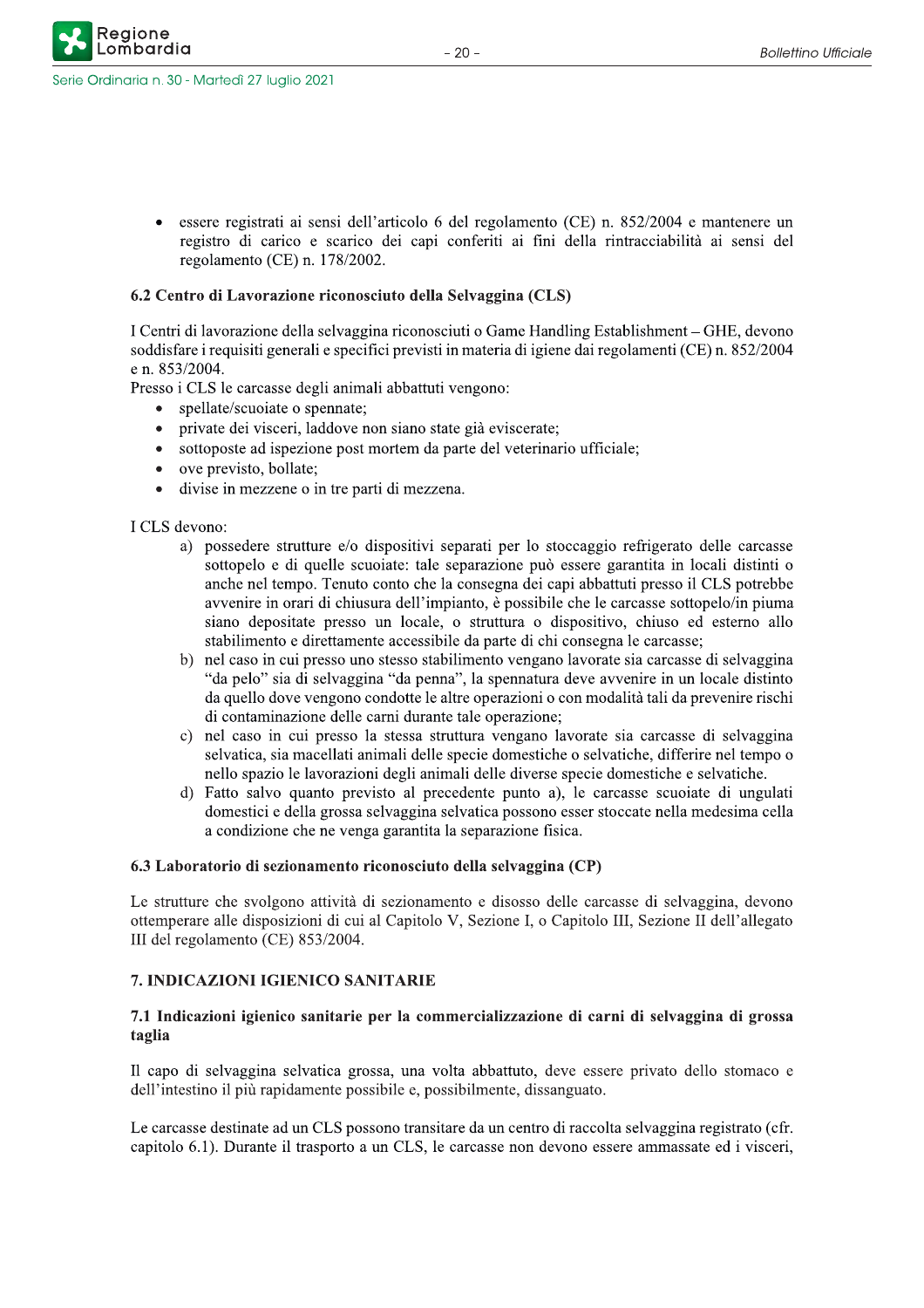- essere registrati ai sensi dell'articolo 6 del regolamento (CE) n. 852/2004 e mantenere un registro di carico e scarico dei capi conferiti ai fini della rintracciabilità ai sensi del regolamento (CE) n. 178/2002.

### 6.2 Centro di Lavorazione riconosciuto della Selvaggina (CLS)

I Centri di lavorazione della selvaggina riconosciuti o Game Handling Establishment – GHE, devono soddisfare i requisiti generali e specifici previsti in materia di igiene dai regolamenti (CE) n. 852/2004 e n. 853/2004.
Presso i CLS le carcasse degli animali abbattuti vengono:

- spellate/scuoiate o spennate;
- private dei visceri, laddove non siano state già eviscerate;
- sottoposte ad ispezione post mortem da parte del veterinario ufficiale;
- ove previsto, bollate;
- divise in mezzene o in tre parti di mezzena.

I CLS devono:

a) possedere strutture e/o dispositivi separati per lo stoccaggio refrigerato delle carcasse sottopelo e di quelle scuoiate: tale separazione può essere garantita in locali distinti o anche nel tempo. Tenuto conto che la consegna dei capi abbattuti presso il CLS potrebbe avvenire in orari di chiusura dell'impianto, è possibile che le carcasse sottopelo/in piuma siano depositate presso un locale, o struttura o dispositivo, chiuso ed esterno allo stabilimento e direttamente accessibile da parte di chi consegna le carcasse;
b) nel caso in cui presso uno stesso stabilimento vengano lavorate sia carcasse di selvaggina "da pelo" sia di selvaggina "da penna", la spennatura deve avvenire in un locale distinto da quello dove vengono condotte le altre operazioni o con modalità tali da prevenire rischi di contaminazione delle carni durante tale operazione;
c) nel caso in cui presso la stessa struttura vengano lavorate sia carcasse di selvaggina selvatica, sia macellati animali delle specie domestiche o selvatiche, differire nel tempo o nello spazio le lavorazioni degli animali delle diverse specie domestiche e selvatiche.
d) Fatto salvo quanto previsto al precedente punto a), le carcasse scuoiate di ungulati domestici e della grossa selvaggina selvatica possono esser stoccate nella medesima cella a condizione che ne venga garantita la separazione fisica.

### 6.3 Laboratorio di sezionamento riconosciuto della selvaggina (CP)

Le strutture che svolgono attività di sezionamento e disosso delle carcasse di selvaggina, devono ottemperare alle disposizioni di cui al Capitolo V, Sezione I, o Capitolo III, Sezione II dell'allegato III del regolamento (CE) 853/2004.

## 7. INDICAZIONI IGIENICO SANITARIE

### 7.1 Indicazioni igienico sanitarie per la commercializzazione di carni di selvaggina di grossa taglia

Il capo di selvaggina selvatica grossa, una volta abbattuto, deve essere privato dello stomaco e dell'intestino il più rapidamente possibile e, possibilmente, dissanguato.

Le carcasse destinate ad un CLS possono transitare da un centro di raccolta selvaggina registrato (cfr. capitolo 6.1). Durante il trasporto a un CLS, le carcasse non devono essere ammassate ed i visceri,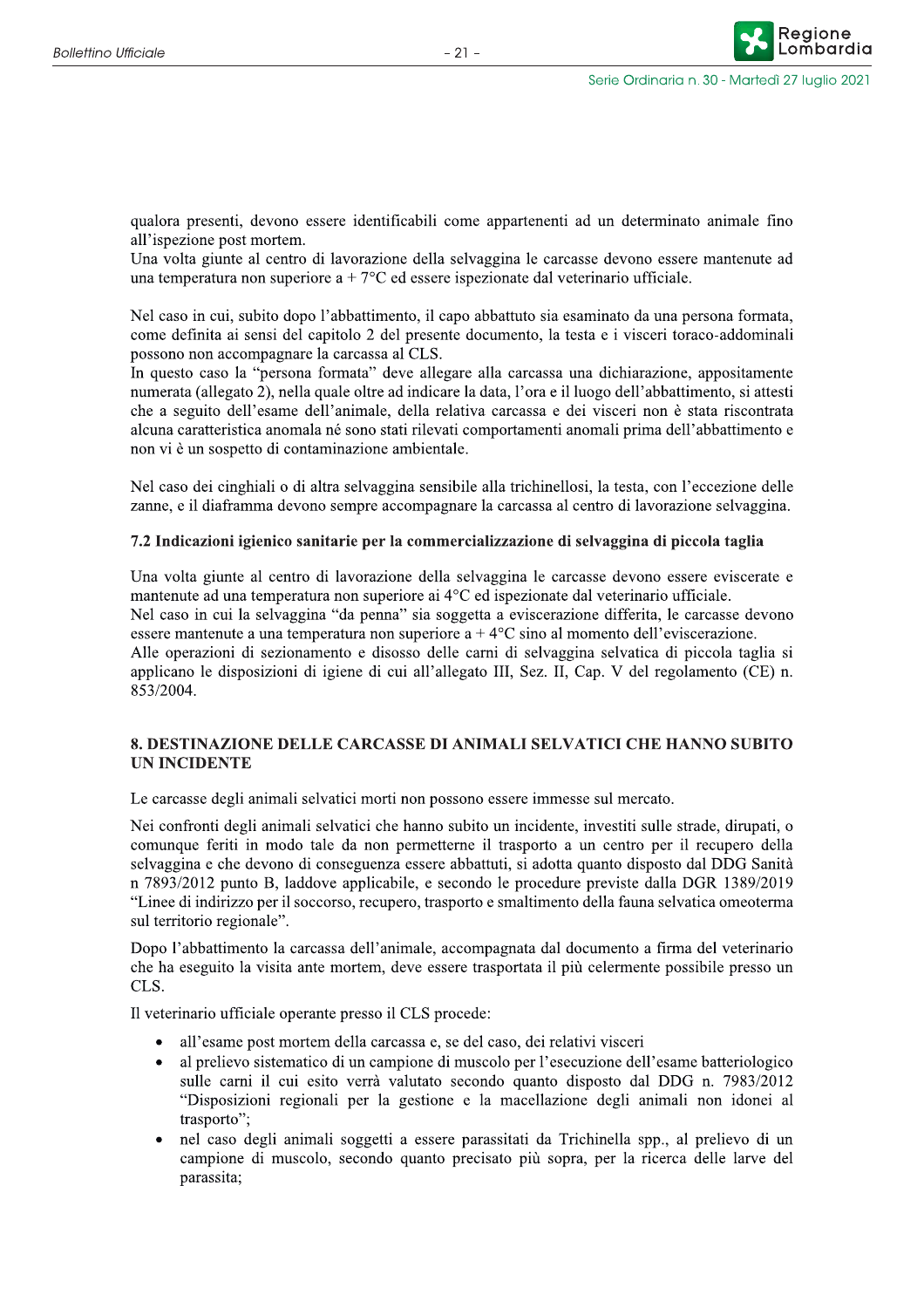qualora presenti, devono essere identificabili come appartenenti ad un determinato animale fino all'ispezione post mortem.
Una volta giunte al centro di lavorazione della selvaggina le carcasse devono essere mantenute ad una temperatura non superiore a + 7°C ed essere ispezionate dal veterinario ufficiale.

Nel caso in cui, subito dopo l'abbattimento, il capo abbattuto sia esaminato da una persona formata, come definita ai sensi del capitolo 2 del presente documento, la testa e i visceri toraco-addominali possono non accompagnare la carcassa al CLS.
In questo caso la "persona formata" deve allegare alla carcassa una dichiarazione, appositamente numerata (allegato 2), nella quale oltre ad indicare la data, l'ora e il luogo dell'abbattimento, si attesti che a seguito dell'esame dell'animale, della relativa carcassa e dei visceri non è stata riscontrata alcuna caratteristica anomala né sono stati rilevati comportamenti anomali prima dell'abbattimento e non vi è un sospetto di contaminazione ambientale.

Nel caso dei cinghiali o di altra selvaggina sensibile alla trichinellosi, la testa, con l'eccezione delle zanne, e il diaframma devono sempre accompagnare la carcassa al centro di lavorazione selvaggina.

### 7.2 Indicazioni igienico sanitarie per la commercializzazione di selvaggina di piccola taglia

Una volta giunte al centro di lavorazione della selvaggina le carcasse devono essere eviscerate e mantenute ad una temperatura non superiore ai 4°C ed ispezionate dal veterinario ufficiale.
Nel caso in cui la selvaggina "da penna" sia soggetta a eviscerazione differita, le carcasse devono essere mantenute a una temperatura non superiore a + 4°C sino al momento dell'eviscerazione.
Alle operazioni di sezionamento e disosso delle carni di selvaggina selvatica di piccola taglia si applicano le disposizioni di igiene di cui all'allegato III, Sez. II, Cap. V del regolamento (CE) n. 853/2004.

## 8. DESTINAZIONE DELLE CARCASSE DI ANIMALI SELVATICI CHE HANNO SUBITO UN INCIDENTE

Le carcasse degli animali selvatici morti non possono essere immesse sul mercato.

Nei confronti degli animali selvatici che hanno subito un incidente, investiti sulle strade, dirupati, o comunque feriti in modo tale da non permetterne il trasporto a un centro per il recupero della selvaggina e che devono di conseguenza essere abbattuti, si adotta quanto disposto dal DDG Sanità n 7893/2012 punto B, laddove applicabile, e secondo le procedure previste dalla DGR 1389/2019 "Linee di indirizzo per il soccorso, recupero, trasporto e smaltimento della fauna selvatica omeoterma sul territorio regionale".

Dopo l'abbattimento la carcassa dell'animale, accompagnata dal documento a firma del veterinario che ha eseguito la visita ante mortem, deve essere trasportata il più celermente possibile presso un CLS.

Il veterinario ufficiale operante presso il CLS procede:

- all'esame post mortem della carcassa e, se del caso, dei relativi visceri
- al prelievo sistematico di un campione di muscolo per l'esecuzione dell'esame batteriologico sulle carni il cui esito verrà valutato secondo quanto disposto dal DDG n. 7983/2012 "Disposizioni regionali per la gestione e la macellazione degli animali non idonei al trasporto";
- nel caso degli animali soggetti a essere parassitati da Trichinella spp., al prelievo di un campione di muscolo, secondo quanto precisato più sopra, per la ricerca delle larve del parassita;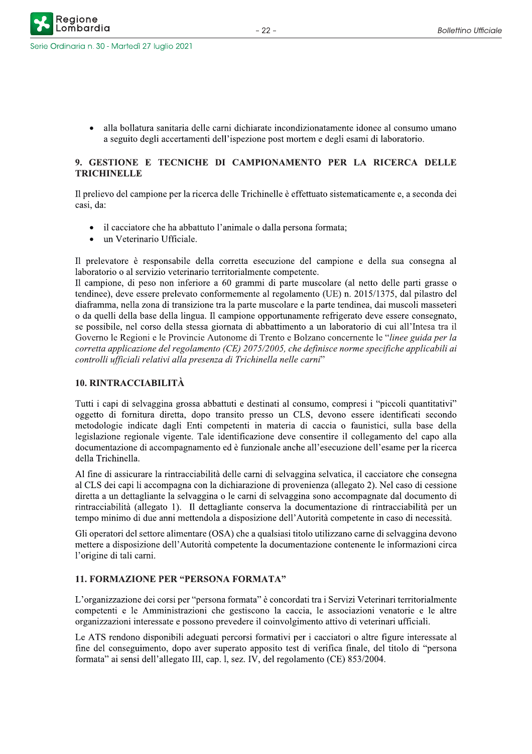- alla bollatura sanitaria delle carni dichiarate incondizionatamente idonee al consumo umano a seguito degli accertamenti dell'ispezione post mortem e degli esami di laboratorio.

## 9. GESTIONE E TECNICHE DI CAMPIONAMENTO PER LA RICERCA DELLE TRICHINELLE

Il prelievo del campione per la ricerca delle Trichinelle è effettuato sistematicamente e, a seconda dei casi, da:

- il cacciatore che ha abbattuto l'animale o dalla persona formata;
- un Veterinario Ufficiale.

Il prelevatore è responsabile della corretta esecuzione del campione e della sua consegna al laboratorio o al servizio veterinario territorialmente competente.
Il campione, di peso non inferiore a 60 grammi di parte muscolare (al netto delle parti grasse o tendinee), deve essere prelevato conformemente al regolamento (UE) n. 2015/1375, dal pilastro del diaframma, nella zona di transizione tra la parte muscolare e la parte tendinea, dai muscoli masseteri o da quelli della base della lingua. Il campione opportunamente refrigerato deve essere consegnato, se possibile, nel corso della stessa giornata di abbattimento a un laboratorio di cui all'Intesa tra il Governo le Regioni e le Provincie Autonome di Trento e Bolzano concernente le "*linee guida per la corretta applicazione del regolamento (CE) 2075/2005, che definisce norme specifiche applicabili ai controlli ufficiali relativi alla presenza di Trichinella nelle carni*"

## 10. RINTRACCIABILITÀ

Tutti i capi di selvaggina grossa abbattuti e destinati al consumo, compresi i "piccoli quantitativi" oggetto di fornitura diretta, dopo transito presso un CLS, devono essere identificati secondo metodologie indicate dagli Enti competenti in materia di caccia o faunistici, sulla base della legislazione regionale vigente. Tale identificazione deve consentire il collegamento del capo alla documentazione di accompagnamento ed è funzionale anche all'esecuzione dell'esame per la ricerca della Trichinella.

Al fine di assicurare la rintracciabilità delle carni di selvaggina selvatica, il cacciatore che consegna al CLS dei capi li accompagna con la dichiarazione di provenienza (allegato 2). Nel caso di cessione diretta a un dettagliante la selvaggina o le carni di selvaggina sono accompagnate dal documento di rintracciabilità (allegato 1). Il dettagliante conserva la documentazione di rintracciabilità per un tempo minimo di due anni mettendola a disposizione dell'Autorità competente in caso di necessità.

Gli operatori del settore alimentare (OSA) che a qualsiasi titolo utilizzano carne di selvaggina devono mettere a disposizione dell'Autorità competente la documentazione contenente le informazioni circa l'origine di tali carni.

## 11. FORMAZIONE PER "PERSONA FORMATA"

L'organizzazione dei corsi per "persona formata" è concordati tra i Servizi Veterinari territorialmente competenti e le Amministrazioni che gestiscono la caccia, le associazioni venatorie e le altre organizzazioni interessate e possono prevedere il coinvolgimento attivo di veterinari ufficiali.

Le ATS rendono disponibili adeguati percorsi formativi per i cacciatori o altre figure interessate al fine del conseguimento, dopo aver superato apposito test di verifica finale, del titolo di "persona formata" ai sensi dell'allegato III, cap. l, sez. IV, del regolamento (CE) 853/2004.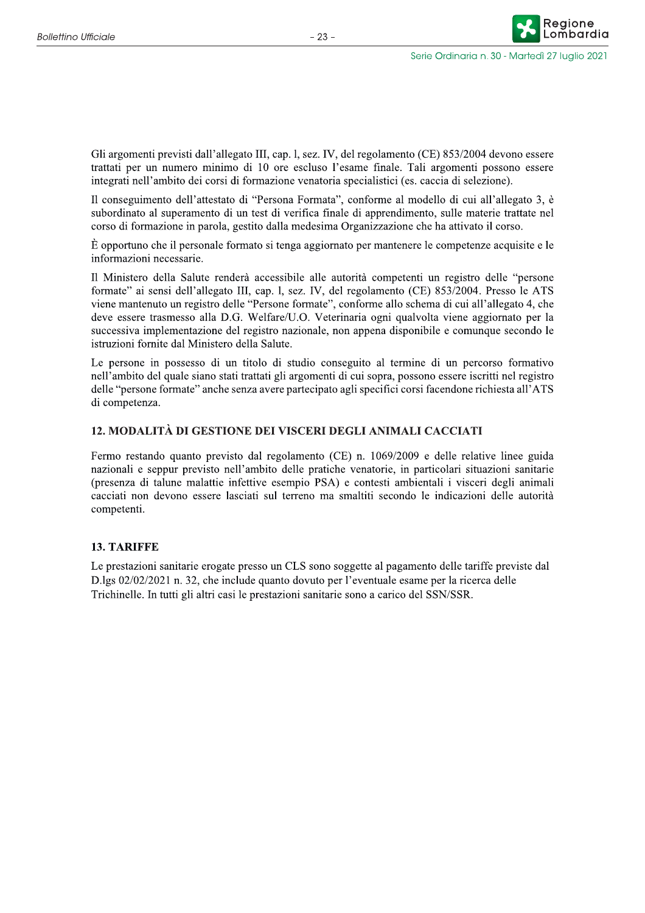Gli argomenti previsti dall'allegato III, cap. l, sez. IV, del regolamento (CE) 853/2004 devono essere trattati per un numero minimo di 10 ore escluso l'esame finale. Tali argomenti possono essere integrati nell'ambito dei corsi di formazione venatoria specialistici (es. caccia di selezione).

Il conseguimento dell'attestato di "Persona Formata", conforme al modello di cui all'allegato 3, è subordinato al superamento di un test di verifica finale di apprendimento, sulle materie trattate nel corso di formazione in parola, gestito dalla medesima Organizzazione che ha attivato il corso.

È opportuno che il personale formato si tenga aggiornato per mantenere le competenze acquisite e le informazioni necessarie.

Il Ministero della Salute renderà accessibile alle autorità competenti un registro delle "persone formate" ai sensi dell'allegato III, cap. l, sez. IV, del regolamento (CE) 853/2004. Presso le ATS viene mantenuto un registro delle "Persone formate", conforme allo schema di cui all'allegato 4, che deve essere trasmesso alla D.G. Welfare/U.O. Veterinaria ogni qualvolta viene aggiornato per la successiva implementazione del registro nazionale, non appena disponibile e comunque secondo le istruzioni fornite dal Ministero della Salute.

Le persone in possesso di un titolo di studio conseguito al termine di un percorso formativo nell'ambito del quale siano stati trattati gli argomenti di cui sopra, possono essere iscritti nel registro delle "persone formate" anche senza avere partecipato agli specifici corsi facendone richiesta all'ATS di competenza.

## 12. MODALITÀ DI GESTIONE DEI VISCERI DEGLI ANIMALI CACCIATI

Fermo restando quanto previsto dal regolamento (CE) n. 1069/2009 e delle relative linee guida nazionali e seppur previsto nell'ambito delle pratiche venatorie, in particolari situazioni sanitarie (presenza di talune malattie infettive esempio PSA) e contesti ambientali i visceri degli animali cacciati non devono essere lasciati sul terreno ma smaltiti secondo le indicazioni delle autorità competenti.

## 13. TARIFFE

Le prestazioni sanitarie erogate presso un CLS sono soggette al pagamento delle tariffe previste dal D.lgs 02/02/2021 n. 32, che include quanto dovuto per l'eventuale esame per la ricerca delle Trichinelle. In tutti gli altri casi le prestazioni sanitarie sono a carico del SSN/SSR.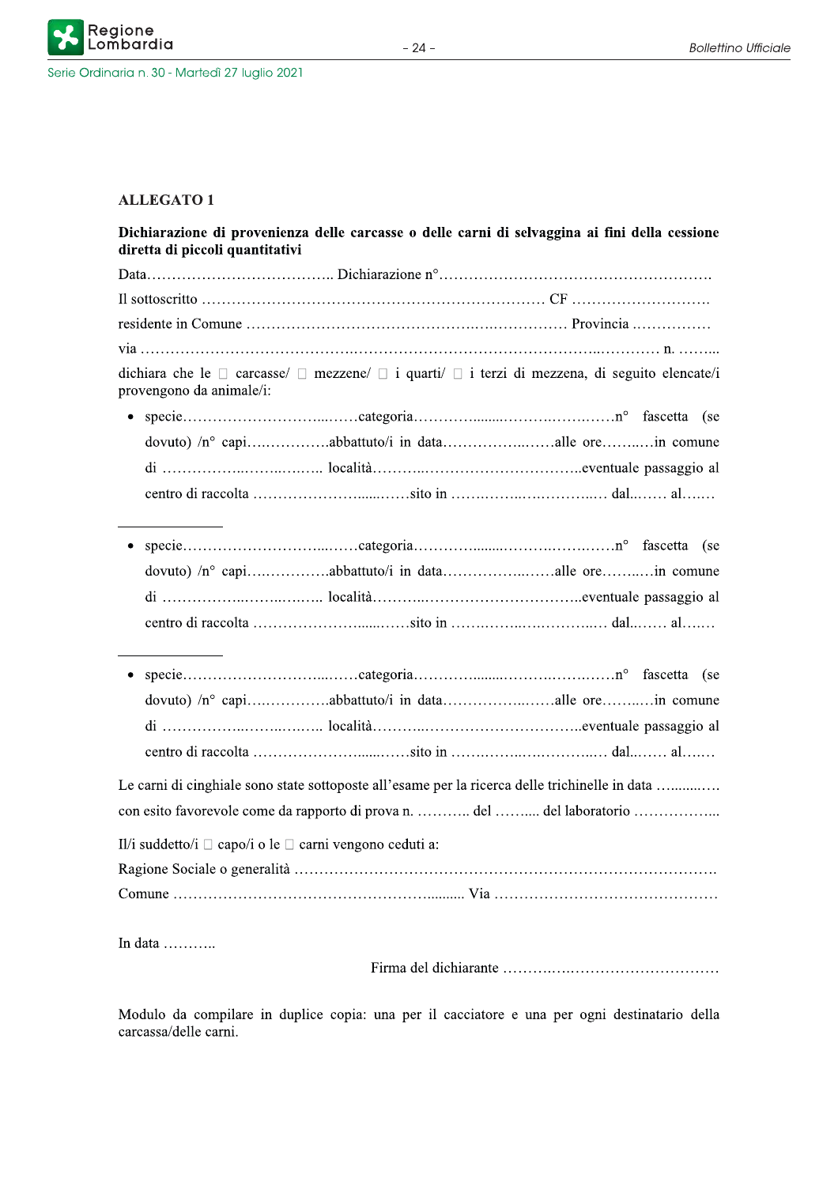**ALLEGATO 1**

**Dichiarazione di provenienza delle carcasse o delle carni di selvaggina ai fini della cessione diretta di piccoli quantitativi**

Data……………………………….. Dichiarazione n°……………………………………………….

Il sottoscritto …………………………………………………………… CF ……………………….

residente in Comune ………………………………………….….…………… Provincia …………….

via ……………………………………..………………………………………..………… n. ……...

dichiara che le ☐ carcasse/ ☐ mezzene/ ☐ i quarti/ ☐ i terzi di mezzena, di seguito elencate/i provengono da animale/i:

- specie………………………...……categoria……………........…………….….……n° fascetta (se dovuto) /n° capi….……………abbattuto/i in data………………..……alle ore……..…in comune di ……………..……..…….. località………...…………………………..eventuale passaggio al centro di raccolta ……………………......……sito in ……..……...…..………..… dal..…… al….…

---

- specie………………………...……categoria……………........…………….….……n° fascetta (se dovuto) /n° capi….……………abbattuto/i in data………………..……alle ore……..…in comune di ……………..……..…….. località………...…………………………..eventuale passaggio al centro di raccolta ……………………......……sito in ……..……...…..………..… dal..…… al….…

---

- specie………………………...……categoria……………........…………….….……n° fascetta (se dovuto) /n° capi….……………abbattuto/i in data………………..……alle ore……..…in comune di ……………..……..…….. località………...…………………………..eventuale passaggio al centro di raccolta ……………………......……sito in ……..……...…..………..… dal..…… al….…

Le carni di cinghiale sono state sottoposte all'esame per la ricerca delle trichinelle in data …........…. con esito favorevole come da rapporto di prova n. ……….. del …….... del laboratorio ……………...

Il/i suddetto/i ☐ capo/i o le ☐ carni vengono ceduti a:

Ragione Sociale o generalità ……………………………………………………………………….

Comune ……………………………………………......... Via ………………………………………

In data ………..

Firma del dichiarante ………….….…………………………

Modulo da compilare in duplice copia: una per il cacciatore e una per ogni destinatario della carcassa/delle carni.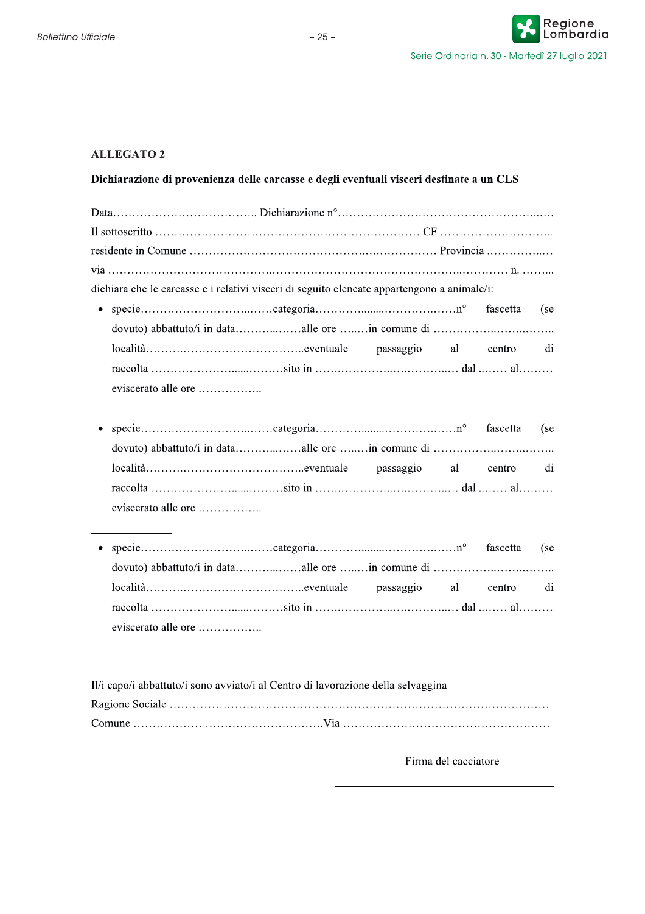## ALLEGATO 2

**Dichiarazione di provenienza delle carcasse e degli eventuali visceri destinate a un CLS**

Data……………………………….. Dichiarazione n°…………………………………………….…

Il sottoscritto …………………………………………………………… CF ………………………...

residente in Comune ……………………………………….….…………… Provincia ……………..…

via ……………………………………..……………………………………..………… n. ……...

dichiara che le carcasse e i relativi visceri di seguito elencate appartengono a animale/i:

- specie…………………………..……categoria………….........………….……n° fascetta (se dovuto) abbattuto/i in data………...……alle ore ….…in comune di ……………..……..……..
località……….……………………………..eventuale passaggio al centro di raccolta ………………….......………sito in ……..…………….….……….… dal ..…… al………
eviscerato alle ore ……………..

---

- specie…………………………..……categoria………….........………….……n° fascetta (se dovuto) abbattuto/i in data………...……alle ore ….…in comune di ……………..……..……..
località……….……………………………..eventuale passaggio al centro di raccolta ………………….......………sito in ……..…………….….……….… dal ..…… al………
eviscerato alle ore ……………..

---

- specie…………………………..……categoria………….........………….……n° fascetta (se dovuto) abbattuto/i in data………...……alle ore ….…in comune di ……………..……..……..
località……….……………………………..eventuale passaggio al centro di raccolta ………………….......………sito in ……..…………….….……….… dal ..…… al………
eviscerato alle ore ……………..

---

Il/i capo/i abbattuto/i sono avviato/i al Centro di lavorazione della selvaggina

Ragione Sociale ………………………………………………………………………………………

Comune ……………… …………………………Via ……………………………………………

Firma del cacciatore

\_\_\_\_\_\_\_\_\_\_\_\_\_\_\_\_\_\_\_\_\_\_\_\_\_\_\_\_\_\_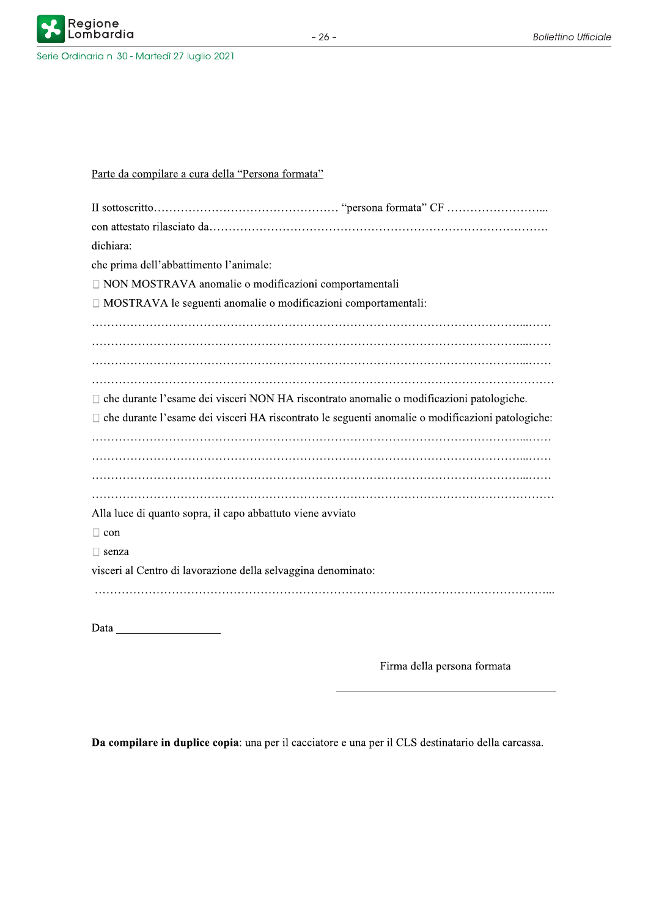Parte da compilare a cura della "Persona formata"

Il sottoscritto……………………………………………… "persona formata" CF ……………………...

con attestato rilasciato da…………………………………………………………………………….

dichiara:

che prima dell'abbattimento l'animale:

☐ NON MOSTRAVA anomalie o modificazioni comportamentali

☐ MOSTRAVA le seguenti anomalie o modificazioni comportamentali:

……………………………………………………………………………………………………...……

……………………………………………………………………………………………………...……

……………………………………………………………………………………………………...……

……………………………………………………………………………………………………………

☐ che durante l'esame dei visceri NON HA riscontrato anomalie o modificazioni patologiche.

☐ che durante l'esame dei visceri HA riscontrato le seguenti anomalie o modificazioni patologiche:

……………………………………………………………………………………………………...……

……………………………………………………………………………………………………...……

……………………………………………………………………………………………………...……

……………………………………………………………………………………………………………

Alla luce di quanto sopra, il capo abbattuto viene avviato

☐ con

☐ senza

visceri al Centro di lavorazione della selvaggina denominato:

…………………………………………………………………………………………………………...

Data ___________________

Firma della persona formata

_______________________________

**Da compilare in duplice copia**: una per il cacciatore e una per il CLS destinatario della carcassa.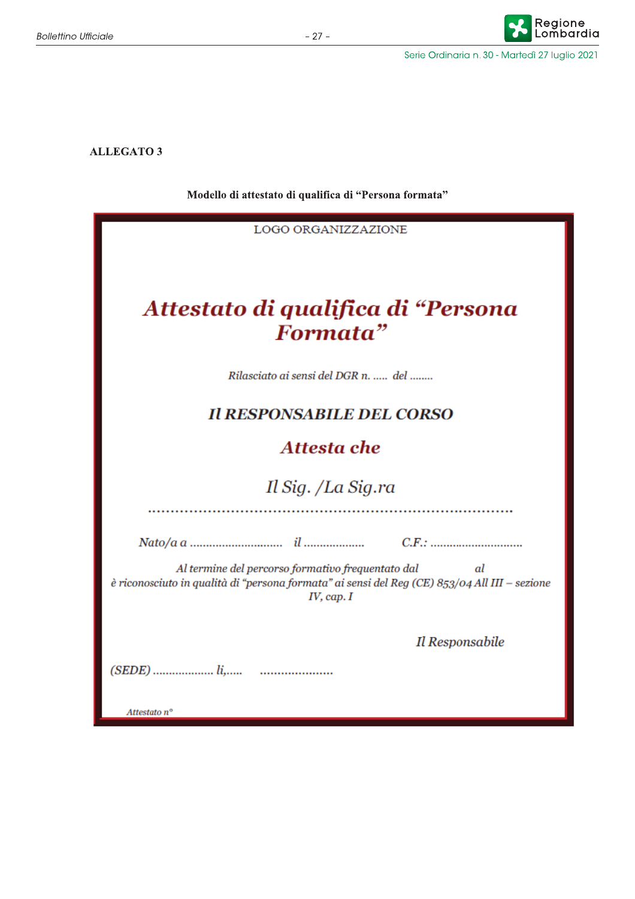**ALLEGATO 3**

**Modello di attestato di qualifica di "Persona formata"**

LOGO ORGANIZZAZIONE

# *Attestato di qualifica di "Persona Formata"*

*Rilasciato ai sensi del DGR n. ..... del ........*

## *Il RESPONSABILE DEL CORSO*

## *Attesta che*

*Il Sig. /La Sig.ra*

.................................................................................

*Nato/a a ............................ il .................. C.F.: ............................*

*Al termine del percorso formativo frequentato dal al*
*è riconosciuto in qualità di "persona formata" ai sensi del Reg (CE) 853/04 All III – sezione IV, cap. I*

*Il Responsabile*

*(SEDE) .................. lì,..... .....................*

*Attestato n°*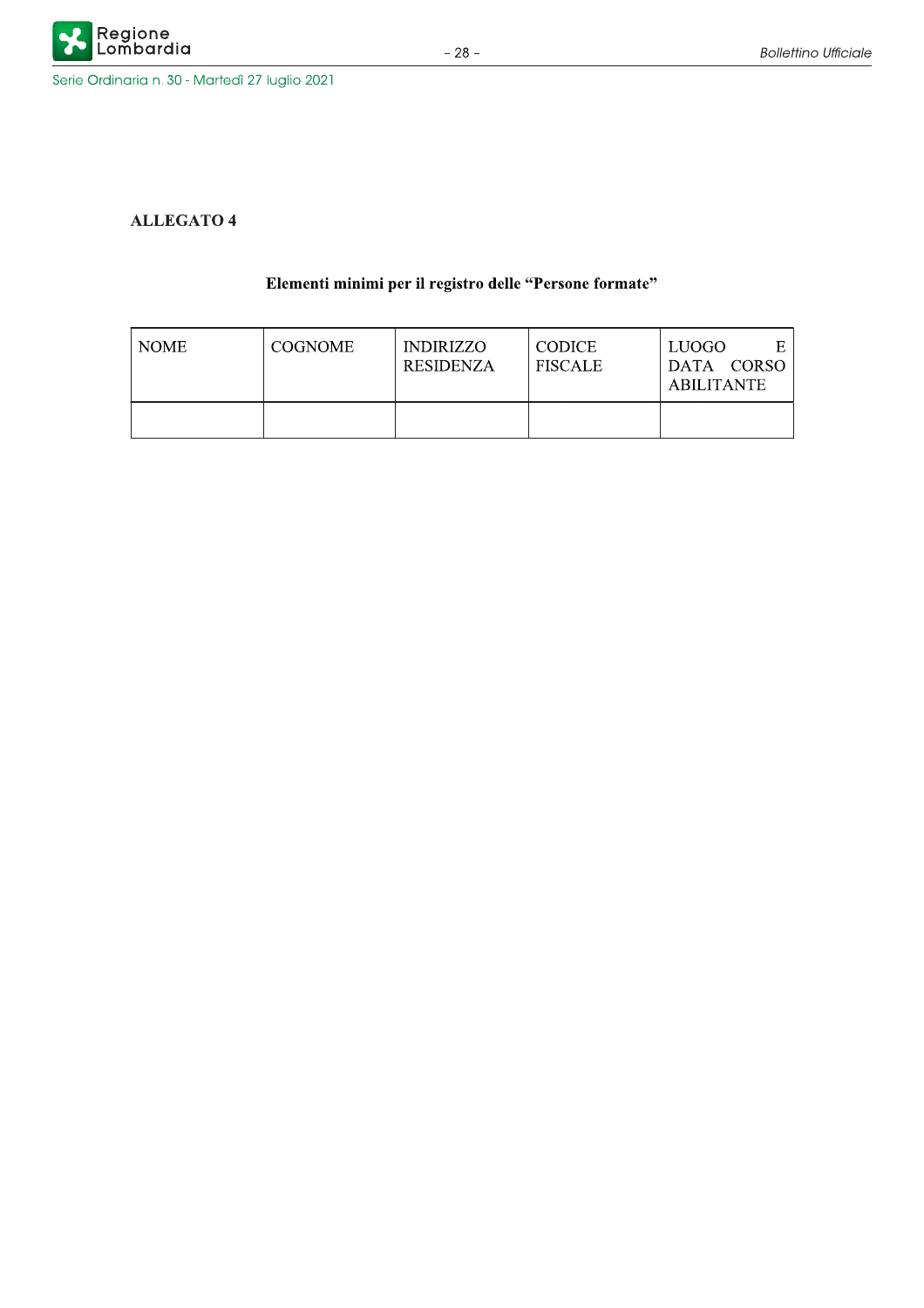**ALLEGATO 4**

**Elementi minimi per il registro delle “Persone formate”**

| NOME | COGNOME | INDIRIZZO RESIDENZA | CODICE FISCALE | LUOGO E DATA CORSO ABILITANTE |
|---|---|---|---|---|
| | | | | |